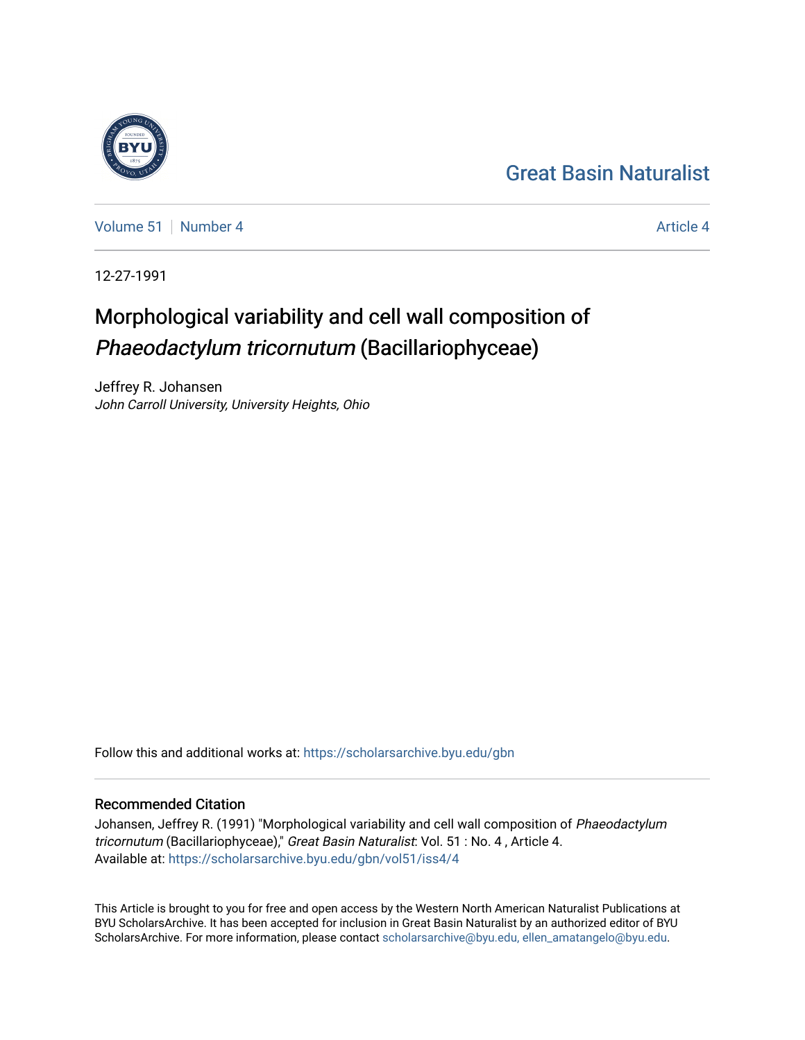Great Basin Naturalist

Volume 51 | Number 4 | Article 4

12-27-1991

# Morphological variability and cell wall composition of *Phaeodactylum tricornutum* (Bacillariophyceae)

Jeffrey R. Johansen
*John Carroll University, University Heights, Ohio*

Follow this and additional works at: https://scholarsarchive.byu.edu/gbn

## Recommended Citation

Johansen, Jeffrey R. (1991) "Morphological variability and cell wall composition of *Phaeodactylum tricornutum* (Bacillariophyceae)," *Great Basin Naturalist*: Vol. 51 : No. 4 , Article 4.
Available at: https://scholarsarchive.byu.edu/gbn/vol51/iss4/4

This Article is brought to you for free and open access by the Western North American Naturalist Publications at BYU ScholarsArchive. It has been accepted for inclusion in Great Basin Naturalist by an authorized editor of BYU ScholarsArchive. For more information, please contact scholarsarchive@byu.edu, ellen_amatangelo@byu.edu.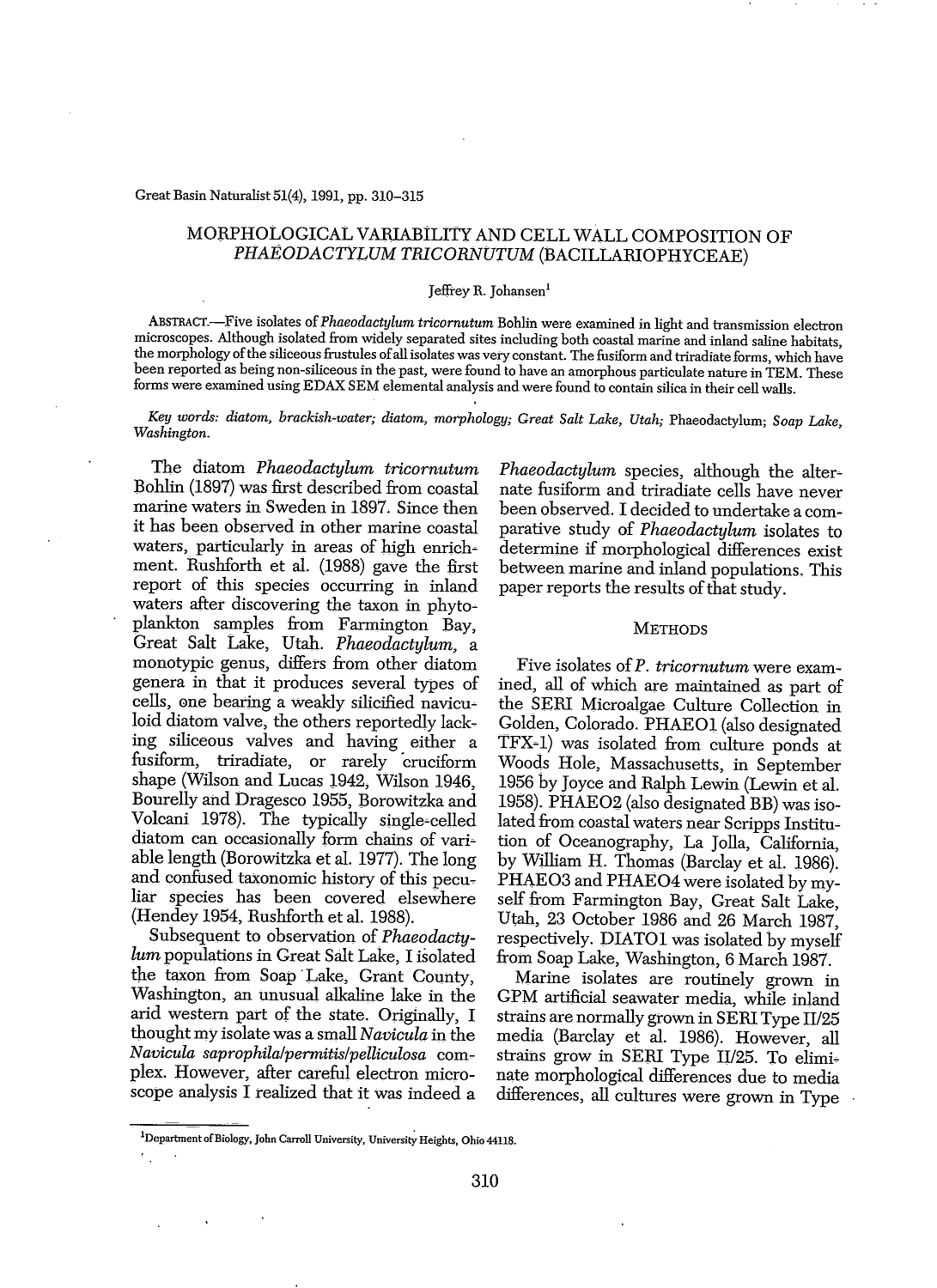# MORPHOLOGICAL VARIABILITY AND CELL WALL COMPOSITION OF *PHAEODACTYLUM TRICORNUTUM* (BACILLARIOPHYCEAE)

Jeffrey R. Johansen[1]

ABSTRACT.—Five isolates of *Phaeodactylum tricornutum* Bohlin were examined in light and transmission electron microscopes. Although isolated from widely separated sites including both coastal marine and inland saline habitats, the morphology of the siliceous frustules of all isolates was very constant. The fusiform and triradiate forms, which have been reported as being non-siliceous in the past, were found to have an amorphous particulate nature in TEM. These forms were examined using EDAX SEM elemental analysis and were found to contain silica in their cell walls.

*Key words: diatom, brackish-water; diatom, morphology; Great Salt Lake, Utah;* Phaeodactylum; *Soap Lake, Washington.*

The diatom *Phaeodactylum tricornutum* Bohlin (1897) was first described from coastal marine waters in Sweden in 1897. Since then it has been observed in other marine coastal waters, particularly in areas of high enrichment. Rushforth et al. (1988) gave the first report of this species occurring in inland waters after discovering the taxon in phytoplankton samples from Farmington Bay, Great Salt Lake, Utah. *Phaeodactylum,* a monotypic genus, differs from other diatom genera in that it produces several types of cells, one bearing a weakly silicified naviculoid diatom valve, the others reportedly lacking siliceous valves and having either a fusiform, triradiate, or rarely cruciform shape (Wilson and Lucas 1942, Wilson 1946, Bourelly and Dragesco 1955, Borowitzka and Volcani 1978). The typically single-celled diatom can occasionally form chains of variable length (Borowitzka et al. 1977). The long and confused taxonomic history of this peculiar species has been covered elsewhere (Hendey 1954, Rushforth et al. 1988).

Subsequent to observation of *Phaeodactylum* populations in Great Salt Lake, I isolated the taxon from Soap Lake, Grant County, Washington, an unusual alkaline lake in the arid western part of the state. Originally, I thought my isolate was a small *Navicula* in the *Navicula saprophila/permitis/pelliculosa* complex. However, after careful electron microscope analysis I realized that it was indeed a *Phaeodactylum* species, although the alternate fusiform and triradiate cells have never been observed. I decided to undertake a comparative study of *Phaeodactylum* isolates to determine if morphological differences exist between marine and inland populations. This paper reports the results of that study.

## METHODS

Five isolates of *P. tricornutum* were examined, all of which are maintained as part of the SERI Microalgae Culture Collection in Golden, Colorado. PHAEO1 (also designated TFX-1) was isolated from culture ponds at Woods Hole, Massachusetts, in September 1956 by Joyce and Ralph Lewin (Lewin et al. 1958). PHAEO2 (also designated BB) was isolated from coastal waters near Scripps Institution of Oceanography, La Jolla, California, by William H. Thomas (Barclay et al. 1986). PHAEO3 and PHAEO4 were isolated by myself from Farmington Bay, Great Salt Lake, Utah, 23 October 1986 and 26 March 1987, respectively. DIATO1 was isolated by myself from Soap Lake, Washington, 6 March 1987.

Marine isolates are routinely grown in GPM artificial seawater media, while inland strains are normally grown in SERI Type II/25 media (Barclay et al. 1986). However, all strains grow in SERI Type II/25. To eliminate morphological differences due to media differences, all cultures were grown in Type

[1]Department of Biology, John Carroll University, University Heights, Ohio 44118.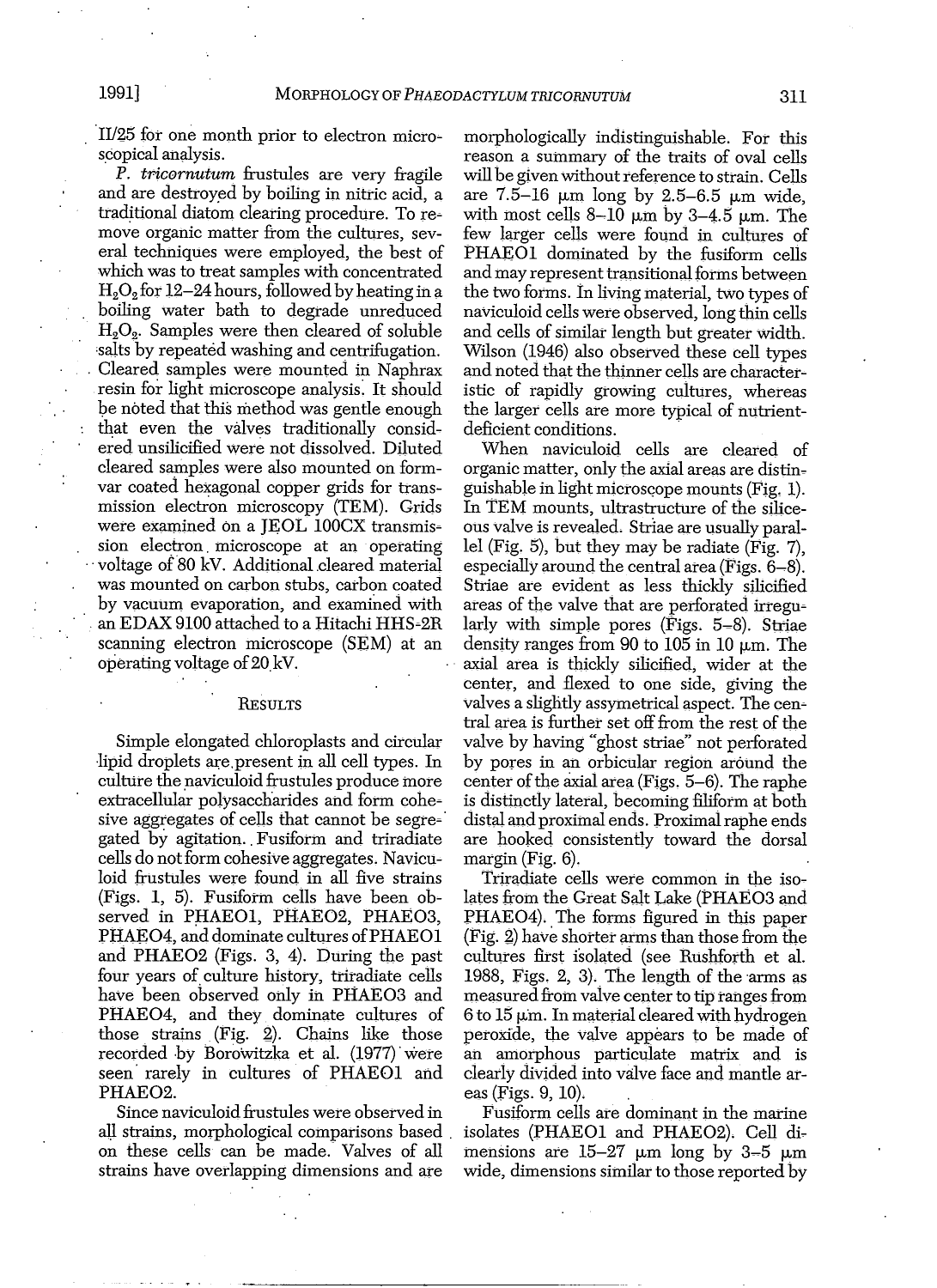II/25 for one month prior to electron microscopical analysis.

*P. tricornutum* frustules are very fragile and are destroyed by boiling in nitric acid, a traditional diatom clearing procedure. To remove organic matter from the cultures, several techniques were employed, the best of which was to treat samples with concentrated $H_2O_2$ for 12–24 hours, followed by heating in a boiling water bath to degrade unreduced $H_2O_2$. Samples were then cleared of soluble salts by repeated washing and centrifugation. Cleared samples were mounted in Naphrax resin for light microscope analysis. It should be noted that this method was gentle enough that even the valves traditionally considered unsilicified were not dissolved. Diluted cleared samples were also mounted on formvar coated hexagonal copper grids for transmission electron microscopy (TEM). Grids were examined on a JEOL 100CX transmission electron microscope at an operating voltage of 80 kV. Additional cleared material was mounted on carbon stubs, carbon coated by vacuum evaporation, and examined with an EDAX 9100 attached to a Hitachi HHS-2R scanning electron microscope (SEM) at an operating voltage of 20 kV.

## Results

Simple elongated chloroplasts and circular lipid droplets are present in all cell types. In culture the naviculoid frustules produce more extracellular polysaccharides and form cohesive aggregates of cells that cannot be segregated by agitation. Fusiform and triradiate cells do not form cohesive aggregates. Naviculoid frustules were found in all five strains (Figs. 1, 5). Fusiform cells have been observed in PHAEO1, PHAEO2, PHAEO3, PHAEO4, and dominate cultures of PHAEO1 and PHAEO2 (Figs. 3, 4). During the past four years of culture history, triradiate cells have been observed only in PHAEO3 and PHAEO4, and they dominate cultures of those strains (Fig. 2). Chains like those recorded by Borowitzka et al. (1977) were seen rarely in cultures of PHAEO1 and PHAEO2.

Since naviculoid frustules were observed in all strains, morphological comparisons based on these cells can be made. Valves of all strains have overlapping dimensions and are morphologically indistinguishable. For this reason a summary of the traits of oval cells will be given without reference to strain. Cells are 7.5–16 μm long by 2.5–6.5 μm wide, with most cells 8–10 μm by 3–4.5 μm. The few larger cells were found in cultures of PHAEO1 dominated by the fusiform cells and may represent transitional forms between the two forms. In living material, two types of naviculoid cells were observed, long thin cells and cells of similar length but greater width. Wilson (1946) also observed these cell types and noted that the thinner cells are characteristic of rapidly growing cultures, whereas the larger cells are more typical of nutrient-deficient conditions.

When naviculoid cells are cleared of organic matter, only the axial areas are distinguishable in light microscope mounts (Fig. 1). In TEM mounts, ultrastructure of the siliceous valve is revealed. Striae are usually parallel (Fig. 5), but they may be radiate (Fig. 7), especially around the central area (Figs. 6–8). Striae are evident as less thickly silicified areas of the valve that are perforated irregularly with simple pores (Figs. 5–8). Striae density ranges from 90 to 105 in 10 μm. The axial area is thickly silicified, wider at the center, and flexed to one side, giving the valves a slightly assymetrical aspect. The central area is further set off from the rest of the valve by having "ghost striae" not perforated by pores in an orbicular region around the center of the axial area (Figs. 5–6). The raphe is distinctly lateral, becoming filiform at both distal and proximal ends. Proximal raphe ends are hooked consistently toward the dorsal margin (Fig. 6).

Triradiate cells were common in the isolates from the Great Salt Lake (PHAEO3 and PHAEO4). The forms figured in this paper (Fig. 2) have shorter arms than those from the cultures first isolated (see Rushforth et al. 1988, Figs. 2, 3). The length of the arms as measured from valve center to tip ranges from 6 to 15 μm. In material cleared with hydrogen peroxide, the valve appears to be made of an amorphous particulate matrix and is clearly divided into valve face and mantle areas (Figs. 9, 10).

Fusiform cells are dominant in the marine isolates (PHAEO1 and PHAEO2). Cell dimensions are 15–27 μm long by 3–5 μm wide, dimensions similar to those reported by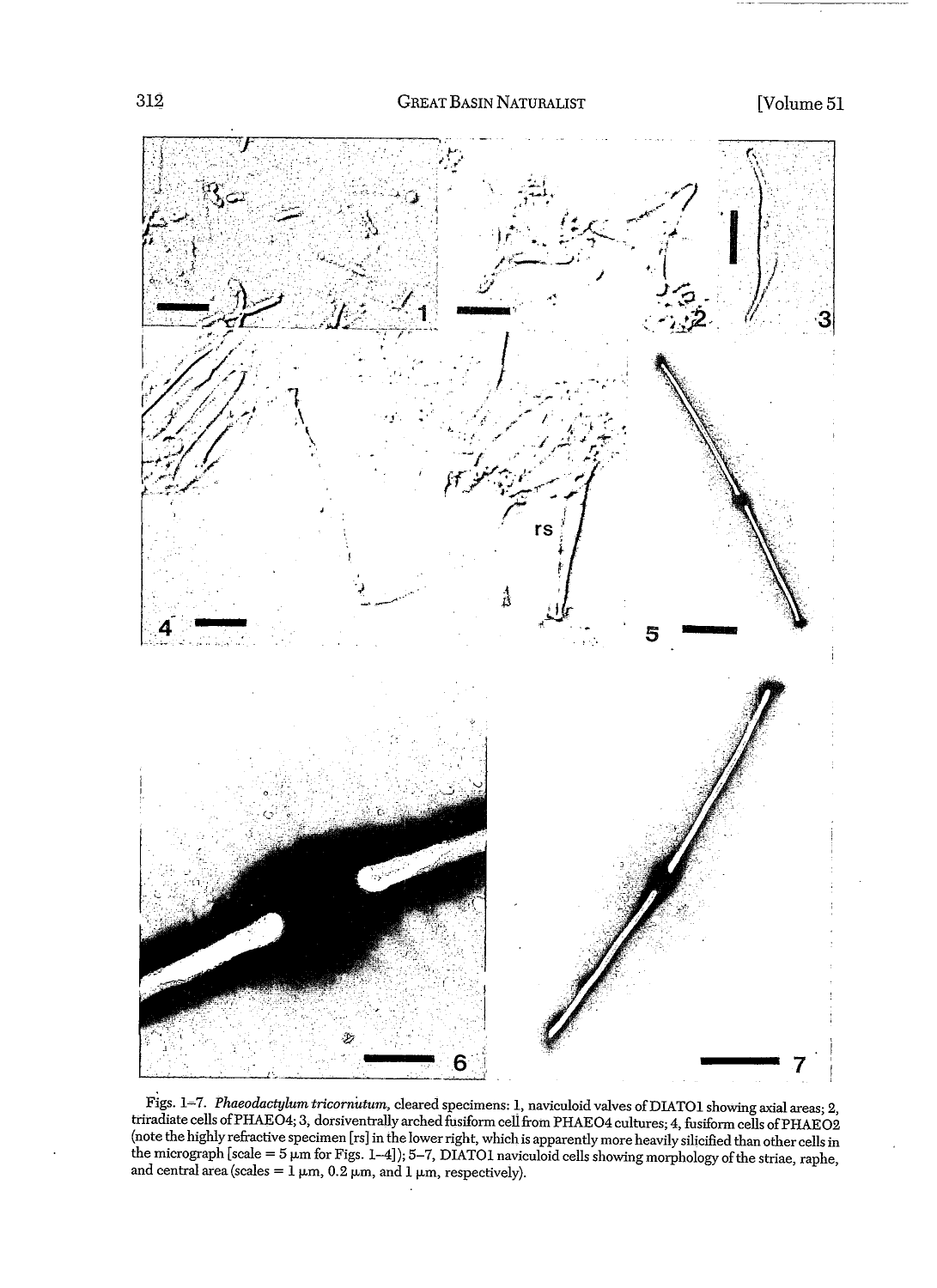Figs. 1–7. *Phaeodactylum tricornutum*, cleared specimens: 1, naviculoid valves of DIATO1 showing axial areas; 2, triradiate cells of PHAEO4; 3, dorsiventrally arched fusiform cell from PHAEO4 cultures; 4, fusiform cells of PHAEO2 (note the highly refractive specimen [rs] in the lower right, which is apparently more heavily silicified than other cells in the micrograph [scale = 5 μm for Figs. 1–4]); 5–7, DIATO1 naviculoid cells showing morphology of the striae, raphe, and central area (scales = 1 μm, 0.2 μm, and 1 μm, respectively).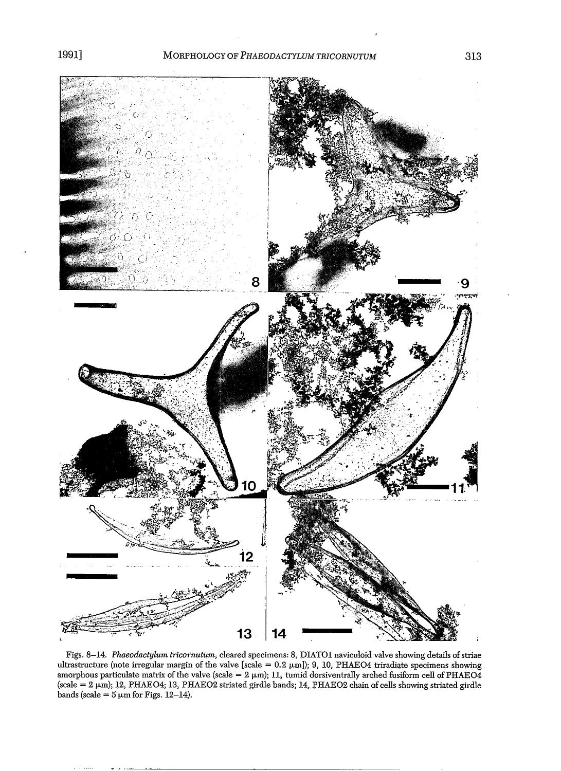Figs. 8–14. *Phaeodactylum tricornutum,* cleared specimens: 8, DIATO1 naviculoid valve showing details of striae ultrastructure (note irregular margin of the valve [scale = 0.2 μm]); 9, 10, PHAEO4 triradiate specimens showing amorphous particulate matrix of the valve (scale = 2 μm); 11, tumid dorsiventrally arched fusiform cell of PHAEO4 (scale = 2 μm); 12, PHAEO4; 13, PHAEO2 striated girdle bands; 14, PHAEO2 chain of cells showing striated girdle bands (scale = 5 μm for Figs. 12–14).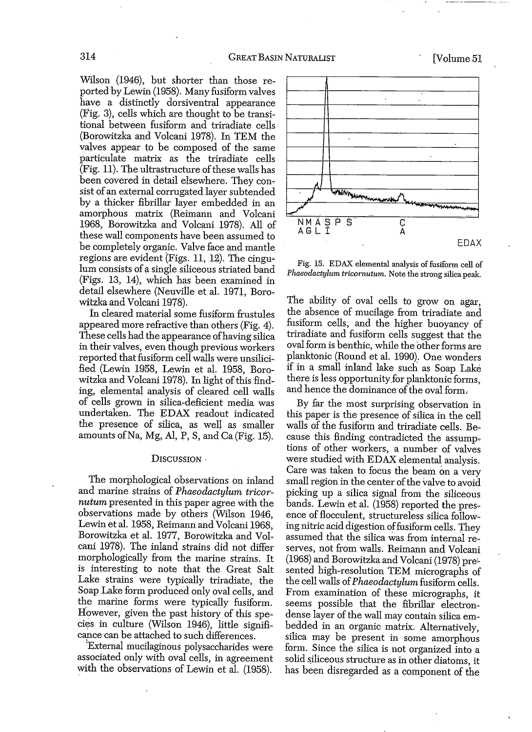Wilson (1946), but shorter than those reported by Lewin (1958). Many fusiform valves have a distinctly dorsiventral appearance (Fig. 3), cells which are thought to be transitional between fusiform and triradiate cells (Borowitzka and Volcani 1978). In TEM the valves appear to be composed of the same particulate matrix as the triradiate cells (Fig. 11). The ultrastructure of these walls has been covered in detail elsewhere. They consist of an external corrugated layer subtended by a thicker fibrillar layer embedded in an amorphous matrix (Reimann and Volcani 1968, Borowitzka and Volcani 1978). All of these wall components have been assumed to be completely organic. Valve face and mantle regions are evident (Figs. 11, 12). The cingulum consists of a single siliceous striated band (Figs. 13, 14), which has been examined in detail elsewhere (Neuville et al. 1971, Borowitzka and Volcani 1978).

In cleared material some fusiform frustules appeared more refractive than others (Fig. 4). These cells had the appearance of having silica in their valves, even though previous workers reported that fusiform cell walls were unsilicified (Lewin 1958, Lewin et al. 1958, Borowitzka and Volcani 1978). In light of this finding, elemental analysis of cleared cell walls of cells grown in silica-deficient media was undertaken. The EDAX readout indicated the presence of silica, as well as smaller amounts of Na, Mg, Al, P, S, and Ca (Fig. 15).

## Discussion

The morphological observations on inland and marine strains of *Phaeodactylum tricornutum* presented in this paper agree with the observations made by others (Wilson 1946, Lewin et al. 1958, Reimann and Volcani 1968, Borowitzka et al. 1977, Borowitzka and Volcani 1978). The inland strains did not differ morphologically from the marine strains. It is interesting to note that the Great Salt Lake strains were typically triradiate, the Soap Lake form produced only oval cells, and the marine forms were typically fusiform. However, given the past history of this species in culture (Wilson 1946), little significance can be attached to such differences.

External mucilaginous polysaccharides were associated only with oval cells, in agreement with the observations of Lewin et al. (1958).

Fig. 15. EDAX elemental analysis of fusiform cell of *Phaeodactylum tricornutum*. Note the strong silica peak.

The ability of oval cells to grow on agar, the absence of mucilage from triradiate and fusiform cells, and the higher buoyancy of triradiate and fusiform cells suggest that the oval form is benthic, while the other forms are planktonic (Round et al. 1990). One wonders if in a small inland lake such as Soap Lake there is less opportunity for planktonic forms, and hence the dominance of the oval form.

By far the most surprising observation in this paper is the presence of silica in the cell walls of the fusiform and triradiate cells. Because this finding contradicted the assumptions of other workers, a number of valves were studied with EDAX elemental analysis. Care was taken to focus the beam on a very small region in the center of the valve to avoid picking up a silica signal from the siliceous bands. Lewin et al. (1958) reported the presence of flocculent, structureless silica following nitric acid digestion of fusiform cells. They assumed that the silica was from internal reserves, not from walls. Reimann and Volcani (1968) and Borowitzka and Volcani (1978) presented high-resolution TEM micrographs of the cell walls of *Phaeodactylum* fusiform cells. From examination of these micrographs, it seems possible that the fibrillar electron-dense layer of the wall may contain silica embedded in an organic matrix. Alternatively, silica may be present in some amorphous form. Since the silica is not organized into a solid siliceous structure as in other diatoms, it has been disregarded as a component of the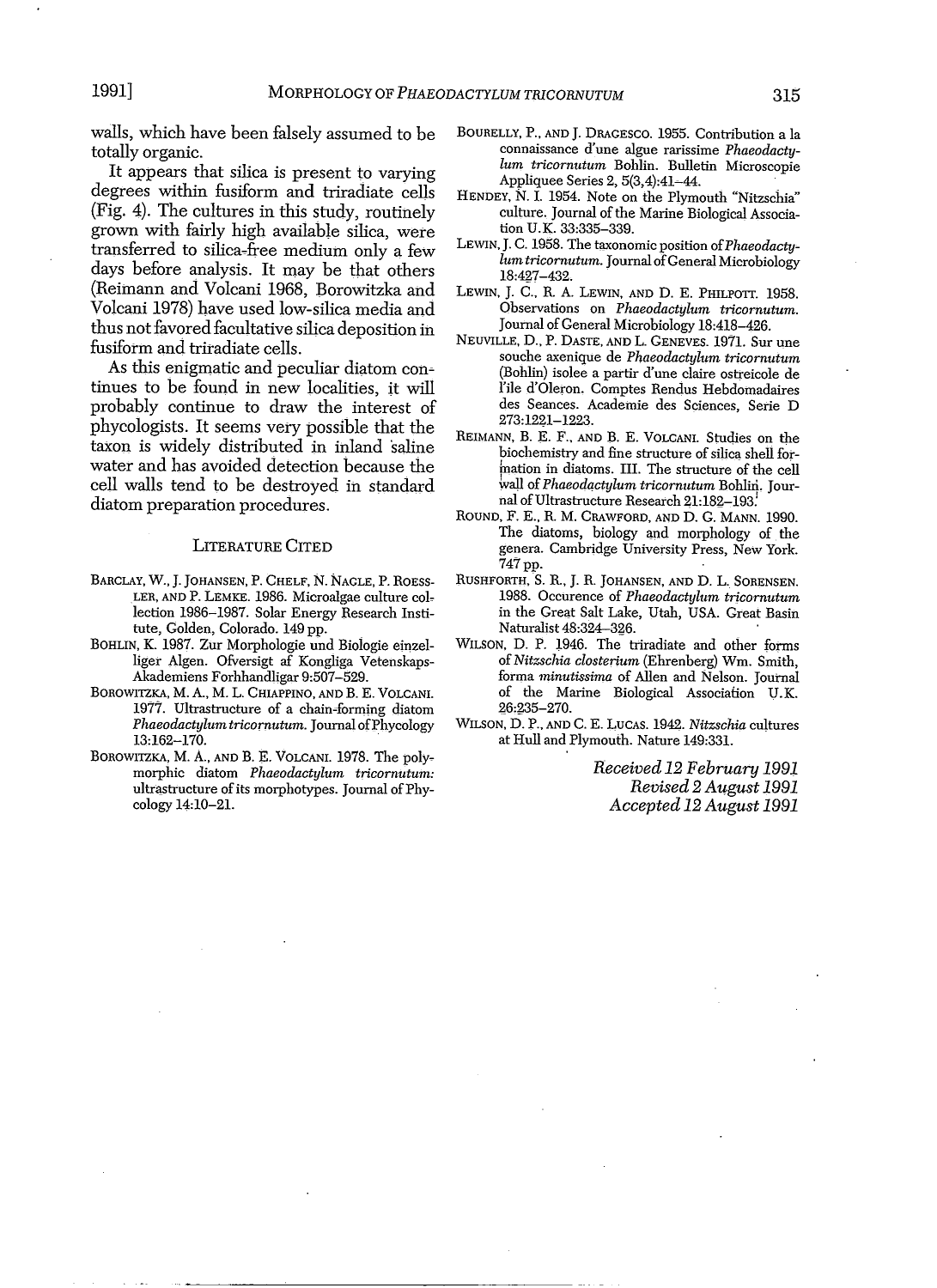walls, which have been falsely assumed to be totally organic.

It appears that silica is present to varying degrees within fusiform and triradiate cells (Fig. 4). The cultures in this study, routinely grown with fairly high available silica, were transferred to silica-free medium only a few days before analysis. It may be that others (Reimann and Volcani 1968, Borowitzka and Volcani 1978) have used low-silica media and thus not favored facultative silica deposition in fusiform and triradiate cells.

As this enigmatic and peculiar diatom continues to be found in new localities, it will probably continue to draw the interest of phycologists. It seems very possible that the taxon is widely distributed in inland saline water and has avoided detection because the cell walls tend to be destroyed in standard diatom preparation procedures.

## Literature Cited

Barclay, W., J. Johansen, P. Chelf, N. Nagle, P. Roessler, and P. Lemke. 1986. Microalgae culture collection 1986–1987. Solar Energy Research Institute, Golden, Colorado. 149 pp.

Bohlin, K. 1987. Zur Morphologie und Biologie einzelliger Algen. Ofversigt af Kongliga Vetenskaps-Akademiens Forhhandligar 9:507–529.

Borowitzka, M. A., M. L. Chiappino, and B. E. Volcani. 1977. Ultrastructure of a chain-forming diatom *Phaeodactylum tricornutum*. Journal of Phycology 13:162–170.

Borowitzka, M. A., and B. E. Volcani. 1978. The polymorphic diatom *Phaeodactylum tricornutum*: ultrastructure of its morphotypes. Journal of Phycology 14:10–21.

Bourelly, P., and J. Dragesco. 1955. Contribution a la connaissance d'une algue rarissime *Phaeodactylum tricornutum* Bohlin. Bulletin Microscopie Appliquee Series 2, 5(3,4):41–44.

Hendey, N. I. 1954. Note on the Plymouth "Nitzschia" culture. Journal of the Marine Biological Association U.K. 33:335–339.

Lewin, J. C. 1958. The taxonomic position of *Phaeodactylum tricornutum*. Journal of General Microbiology 18:427–432.

Lewin, J. C., R. A. Lewin, and D. E. Philpott. 1958. Observations on *Phaeodactylum tricornutum*. Journal of General Microbiology 18:418–426.

Neuville, D., P. Daste, and L. Geneves. 1971. Sur une souche axenique de *Phaeodactylum tricornutum* (Bohlin) isolee a partir d'une claire ostreicole de l'ile d'Oleron. Comptes Rendus Hebdomadaires des Seances. Academie des Sciences, Serie D 273:1221–1223.

Reimann, B. E. F., and B. E. Volcani. Studies on the biochemistry and fine structure of silica shell formation in diatoms. III. The structure of the cell wall of *Phaeodactylum tricornutum* Bohlin. Journal of Ultrastructure Research 21:182–193.

Round, F. E., R. M. Crawford, and D. G. Mann. 1990. The diatoms, biology and morphology of the genera. Cambridge University Press, New York. 747 pp.

Rushforth, S. R., J. R. Johansen, and D. L. Sorensen. 1988. Occurence of *Phaeodactylum tricornutum* in the Great Salt Lake, Utah, USA. Great Basin Naturalist 48:324–326.

Wilson, D. P. 1946. The triradiate and other forms of *Nitzschia closterium* (Ehrenberg) Wm. Smith, forma *minutissima* of Allen and Nelson. Journal of the Marine Biological Association U.K. 26:235–270.

Wilson, D. P., and C. E. Lucas. 1942. *Nitzschia* cultures at Hull and Plymouth. Nature 149:331.

*Received 12 February 1991*
*Revised 2 August 1991*
*Accepted 12 August 1991*